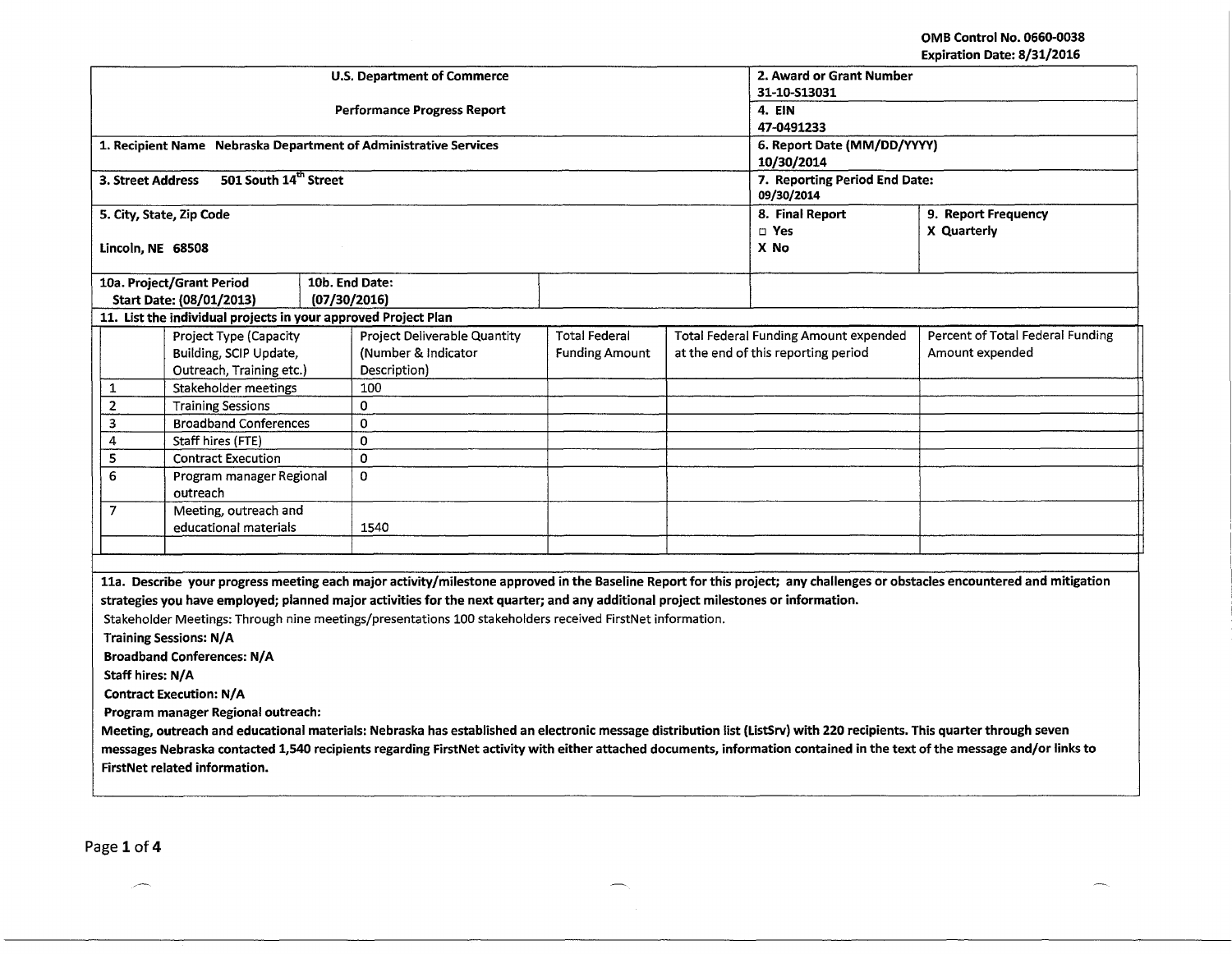OMB Control No. 0660-0038
Expiration Date: 8/31/2016

| U.S. Department of Commerce<br>Performance Progress Report | | 2. Award or Grant Number<br>31-10-S13031 | |
|---|---|---|---|
| | | 4. EIN<br>47-0491233 | |
| 1. Recipient Name Nebraska Department of Administrative Services | | 6. Report Date (MM/DD/YYYY)<br>10/30/2014 | |
| 3. Street Address 501 South 14th Street | | 7. Reporting Period End Date:<br>09/30/2014 | |
| 5. City, State, Zip Code<br>Lincoln, NE 68508 | | 8. Final Report<br>□ Yes<br>X No | 9. Report Frequency<br>X Quarterly |
| 10a. Project/Grant Period Start Date: (08/01/2013) | 10b. End Date: (07/30/2016) | | |

**11. List the individual projects in your approved Project Plan**

| | Project Type (Capacity Building, SCIP Update, Outreach, Training etc.) | Project Deliverable Quantity (Number & Indicator Description) | Total Federal Funding Amount | Total Federal Funding Amount expended at the end of this reporting period | Percent of Total Federal Funding Amount expended |
|---|---|---|---|---|---|
| 1 | Stakeholder meetings | 100 | | | |
| 2 | Training Sessions | 0 | | | |
| 3 | Broadband Conferences | 0 | | | |
| 4 | Staff hires (FTE) | 0 | | | |
| 5 | Contract Execution | 0 | | | |
| 6 | Program manager Regional outreach | 0 | | | |
| 7 | Meeting, outreach and educational materials | 1540 | | | |
| | | | | | |

**11a. Describe your progress meeting each major activity/milestone approved in the Baseline Report for this project; any challenges or obstacles encountered and mitigation strategies you have employed; planned major activities for the next quarter; and any additional project milestones or information.**

Stakeholder Meetings: Through nine meetings/presentations 100 stakeholders received FirstNet information.

**Training Sessions: N/A**

**Broadband Conferences: N/A**

**Staff hires: N/A**

**Contract Execution: N/A**

**Program manager Regional outreach:**

**Meeting, outreach and educational materials: Nebraska has established an electronic message distribution list (ListSrv) with 220 recipients. This quarter through seven messages Nebraska contacted 1,540 recipients regarding FirstNet activity with either attached documents, information contained in the text of the message and/or links to FirstNet related information.**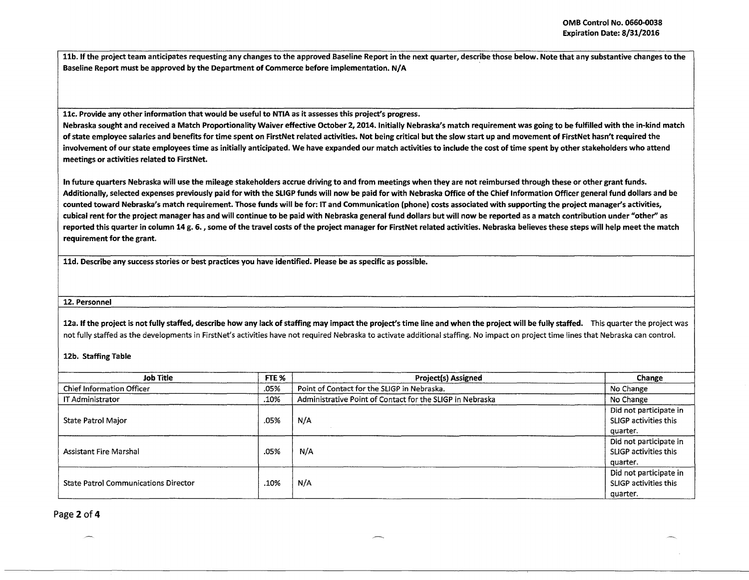**11b. If the project team anticipates requesting any changes to the approved Baseline Report in the next quarter, describe those below. Note that any substantive changes to the Baseline Report must be approved by the Department of Commerce before implementation. N/A**

**11c. Provide any other information that would be useful to NTIA as it assesses this project's progress.**

**Nebraska sought and received a Match Proportionality Waiver effective October 2, 2014. Initially Nebraska's match requirement was going to be fulfilled with the in-kind match of state employee salaries and benefits for time spent on FirstNet related activities. Not being critical but the slow start up and movement of FirstNet hasn't required the involvement of our state employees time as initially anticipated. We have expanded our match activities to include the cost of time spent by other stakeholders who attend meetings or activities related to FirstNet.**

**In future quarters Nebraska will use the mileage stakeholders accrue driving to and from meetings when they are not reimbursed through these or other grant funds. Additionally, selected expenses previously paid for with the SLIGP funds will now be paid for with Nebraska Office of the Chief Information Officer general fund dollars and be counted toward Nebraska's match requirement. Those funds will be for: IT and Communication (phone) costs associated with supporting the project manager's activities, cubical rent for the project manager has and will continue to be paid with Nebraska general fund dollars but will now be reported as a match contribution under "other" as reported this quarter in column 14 g. 6. , some of the travel costs of the project manager for FirstNet related activities. Nebraska believes these steps will help meet the match requirement for the grant.**

**11d. Describe any success stories or best practices you have identified. Please be as specific as possible.**

**12. Personnel**

**12a. If the project is not fully staffed, describe how any lack of staffing may impact the project's time line and when the project will be fully staffed.** This quarter the project was not fully staffed as the developments in FirstNet's activities have not required Nebraska to activate additional staffing. No impact on project time lines that Nebraska can control.

**12b. Staffing Table**

| Job Title | FTE % | Project(s) Assigned | Change |
|---|---|---|---|
| Chief Information Officer | .05% | Point of Contact for the SLIGP in Nebraska. | No Change |
| IT Administrator | .10% | Administrative Point of Contact for the SLIGP in Nebraska | No Change |
| State Patrol Major | .05% | N/A | Did not participate in SLIGP activities this quarter. |
| Assistant Fire Marshal | .05% | N/A | Did not participate in SLIGP activities this quarter. |
| State Patrol Communications Director | .10% | N/A | Did not participate in SLIGP activities this quarter. |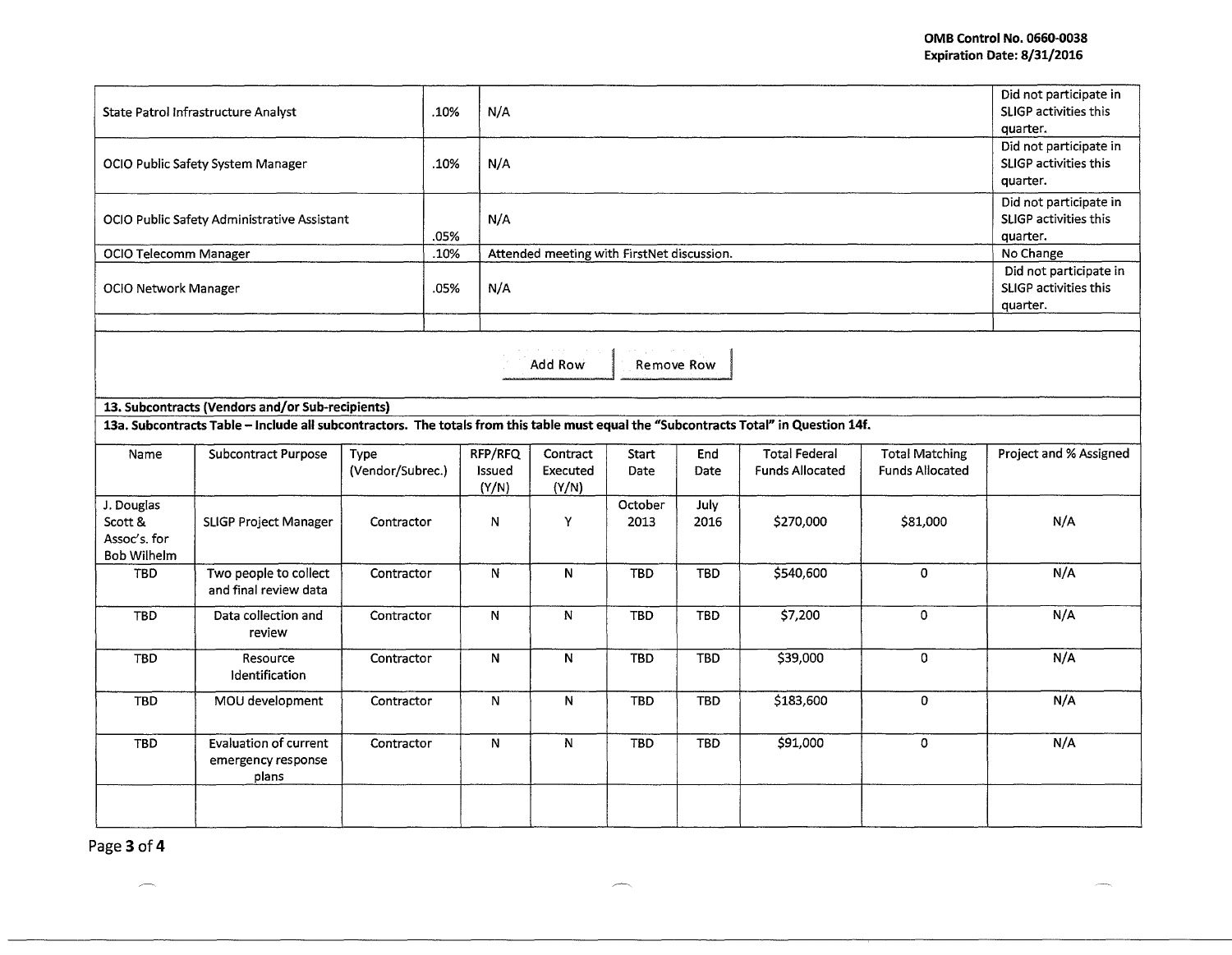| | | | |
|---|---|---|---|
| State Patrol Infrastructure Analyst | .10% | N/A | Did not participate in SLIGP activities this quarter. |
| OCIO Public Safety System Manager | .10% | N/A | Did not participate in SLIGP activities this quarter. |
| OCIO Public Safety Administrative Assistant | .05% | N/A | Did not participate in SLIGP activities this quarter. |
| OCIO Telecomm Manager | .10% | Attended meeting with FirstNet discussion. | No Change |
| OCIO Network Manager | .05% | N/A | Did not participate in SLIGP activities this quarter. |
| | | | |

Add Row Remove Row

**13. Subcontracts (Vendors and/or Sub-recipients)**

**13a. Subcontracts Table – Include all subcontractors. The totals from this table must equal the "Subcontracts Total" in Question 14f.**

| Name | Subcontract Purpose | Type (Vendor/Subrec.) | RFP/RFQ Issued (Y/N) | Contract Executed (Y/N) | Start Date | End Date | Total Federal Funds Allocated | Total Matching Funds Allocated | Project and % Assigned |
|---|---|---|---|---|---|---|---|---|---|
| J. Douglas Scott & Assoc's. for Bob Wilhelm | SLIGP Project Manager | Contractor | N | Y | October 2013 | July 2016 | $270,000 | $81,000 | N/A |
| TBD | Two people to collect and final review data | Contractor | N | N | TBD | TBD | $540,600 | 0 | N/A |
| TBD | Data collection and review | Contractor | N | N | TBD | TBD | $7,200 | 0 | N/A |
| TBD | Resource Identification | Contractor | N | N | TBD | TBD | $39,000 | 0 | N/A |
| TBD | MOU development | Contractor | N | N | TBD | TBD | $183,600 | 0 | N/A |
| TBD | Evaluation of current emergency response plans | Contractor | N | N | TBD | TBD | $91,000 | 0 | N/A |
| | | | | | | | | | |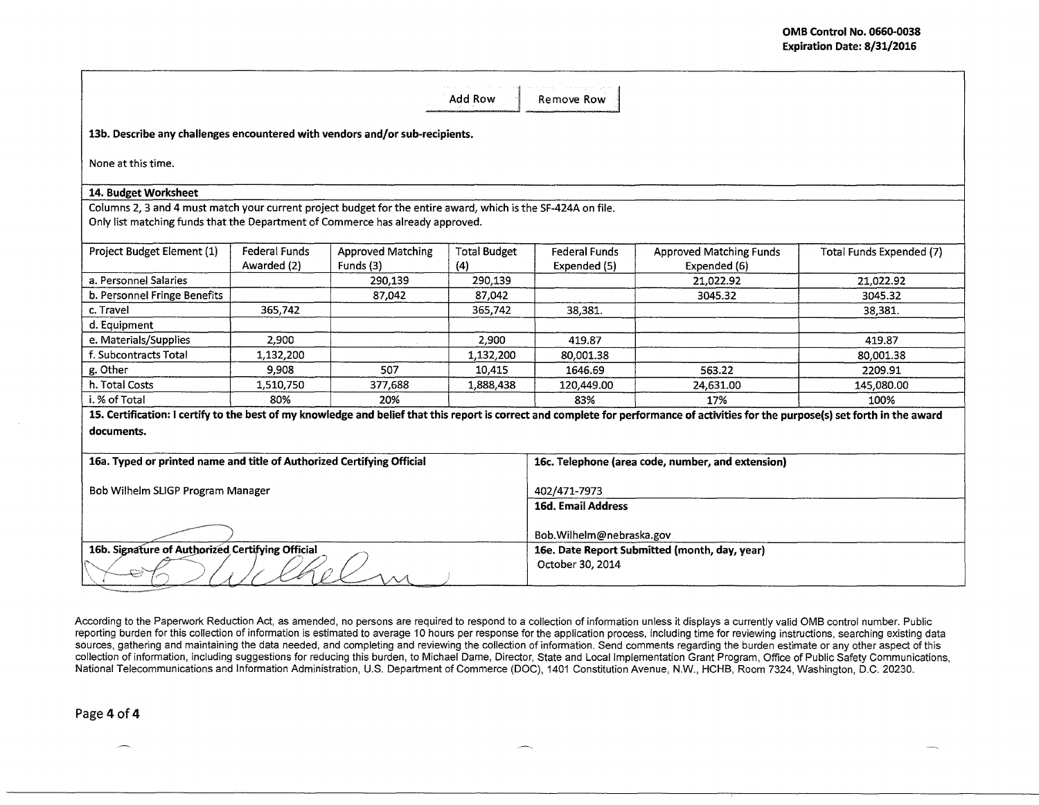OMB Control No. 0660-0038
Expiration Date: 8/31/2016

Add Row | Remove Row

**13b. Describe any challenges encountered with vendors and/or sub-recipients.**

None at this time.

**14. Budget Worksheet**

Columns 2, 3 and 4 must match your current project budget for the entire award, which is the SF-424A on file.
Only list matching funds that the Department of Commerce has already approved.

| Project Budget Element (1) | Federal Funds Awarded (2) | Approved Matching Funds (3) | Total Budget (4) | Federal Funds Expended (5) | Approved Matching Funds Expended (6) | Total Funds Expended (7) |
|---|---|---|---|---|---|---|
| a. Personnel Salaries | | 290,139 | 290,139 | | 21,022.92 | 21,022.92 |
| b. Personnel Fringe Benefits | | 87,042 | 87,042 | | 3045.32 | 3045.32 |
| c. Travel | 365,742 | | 365,742 | 38,381. | | 38,381. |
| d. Equipment | | | | | | |
| e. Materials/Supplies | 2,900 | | 2,900 | 419.87 | | 419.87 |
| f. Subcontracts Total | 1,132,200 | | 1,132,200 | 80,001.38 | | 80,001.38 |
| g. Other | 9,908 | 507 | 10,415 | 1646.69 | 563.22 | 2209.91 |
| h. Total Costs | 1,510,750 | 377,688 | 1,888,438 | 120,449.00 | 24,631.00 | 145,080.00 |
| i. % of Total | 80% | 20% | | 83% | 17% | 100% |

**15. Certification: I certify to the best of my knowledge and belief that this report is correct and complete for performance of activities for the purpose(s) set forth in the award documents.**

**16a. Typed or printed name and title of Authorized Certifying Official**

Bob Wilhelm SLIGP Program Manager

**16b. Signature of Authorized Certifying Official**

Bob Wilhelm

**16c. Telephone (area code, number, and extension)**

402/471-7973

**16d. Email Address**

Bob.Wilhelm@nebraska.gov

**16e. Date Report Submitted (month, day, year)**

October 30, 2014

According to the Paperwork Reduction Act, as amended, no persons are required to respond to a collection of information unless it displays a currently valid OMB control number. Public reporting burden for this collection of information is estimated to average 10 hours per response for the application process, including time for reviewing instructions, searching existing data sources, gathering and maintaining the data needed, and completing and reviewing the collection of information. Send comments regarding the burden estimate or any other aspect of this collection of information, including suggestions for reducing this burden, to Michael Dame, Director, State and Local Implementation Grant Program, Office of Public Safety Communications, National Telecommunications and Information Administration, U.S. Department of Commerce (DOC), 1401 Constitution Avenue, N.W., HCHB, Room 7324, Washington, D.C. 20230.